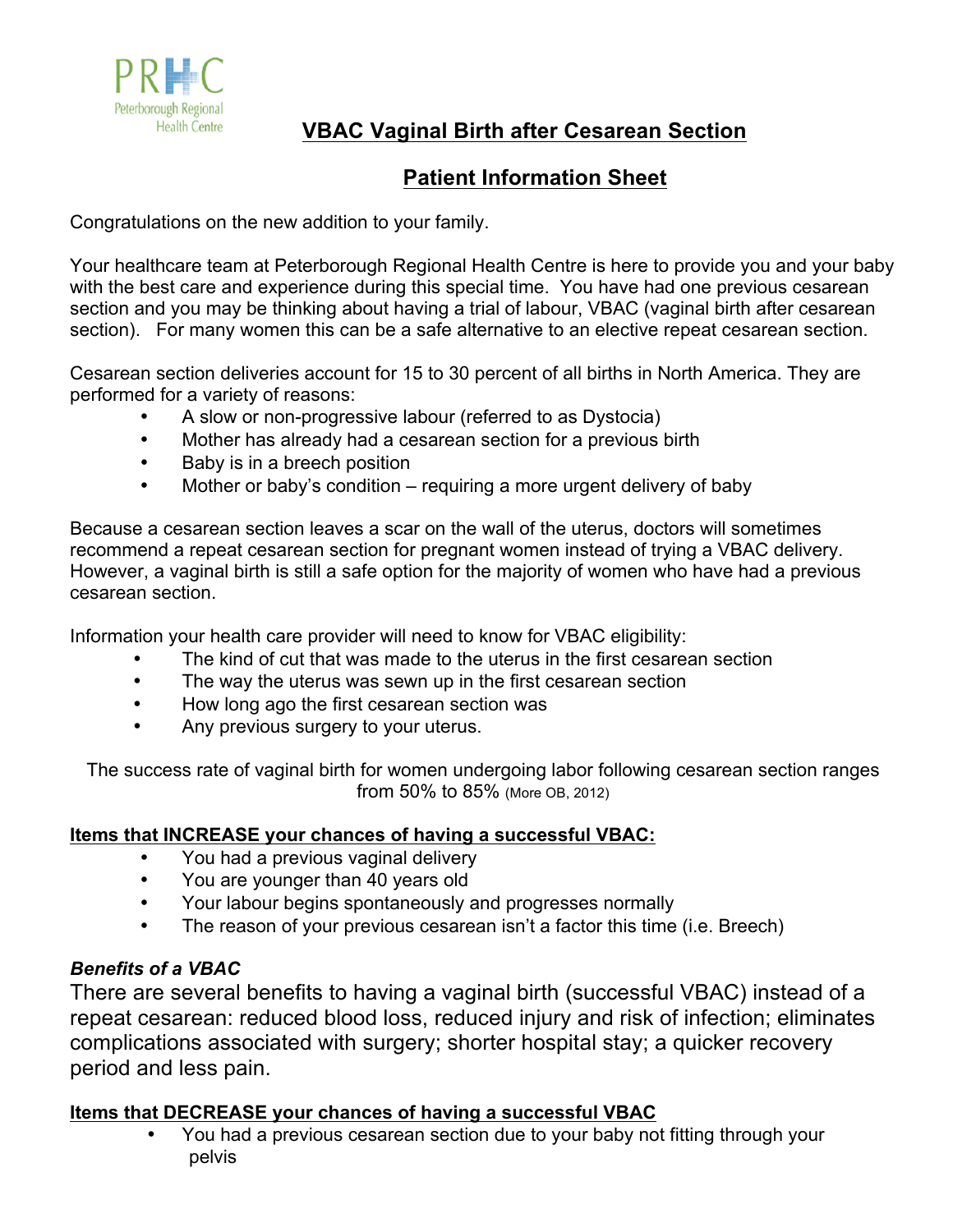PRHC
Peterborough Regional Health Centre

# VBAC Vaginal Birth after Cesarean Section

## Patient Information Sheet

Congratulations on the new addition to your family.

Your healthcare team at Peterborough Regional Health Centre is here to provide you and your baby with the best care and experience during this special time. You have had one previous cesarean section and you may be thinking about having a trial of labour, VBAC (vaginal birth after cesarean section). For many women this can be a safe alternative to an elective repeat cesarean section.

Cesarean section deliveries account for 15 to 30 percent of all births in North America. They are performed for a variety of reasons:

- A slow or non-progressive labour (referred to as Dystocia)
- Mother has already had a cesarean section for a previous birth
- Baby is in a breech position
- Mother or baby's condition – requiring a more urgent delivery of baby

Because a cesarean section leaves a scar on the wall of the uterus, doctors will sometimes recommend a repeat cesarean section for pregnant women instead of trying a VBAC delivery. However, a vaginal birth is still a safe option for the majority of women who have had a previous cesarean section.

Information your health care provider will need to know for VBAC eligibility:

- The kind of cut that was made to the uterus in the first cesarean section
- The way the uterus was sewn up in the first cesarean section
- How long ago the first cesarean section was
- Any previous surgery to your uterus.

The success rate of vaginal birth for women undergoing labor following cesarean section ranges from 50% to 85% (More OB, 2012)

**Items that INCREASE your chances of having a successful VBAC:**

- You had a previous vaginal delivery
- You are younger than 40 years old
- Your labour begins spontaneously and progresses normally
- The reason of your previous cesarean isn't a factor this time (i.e. Breech)

***Benefits of a VBAC***

There are several benefits to having a vaginal birth (successful VBAC) instead of a repeat cesarean: reduced blood loss, reduced injury and risk of infection; eliminates complications associated with surgery; shorter hospital stay; a quicker recovery period and less pain.

**Items that DECREASE your chances of having a successful VBAC**

- You had a previous cesarean section due to your baby not fitting through your pelvis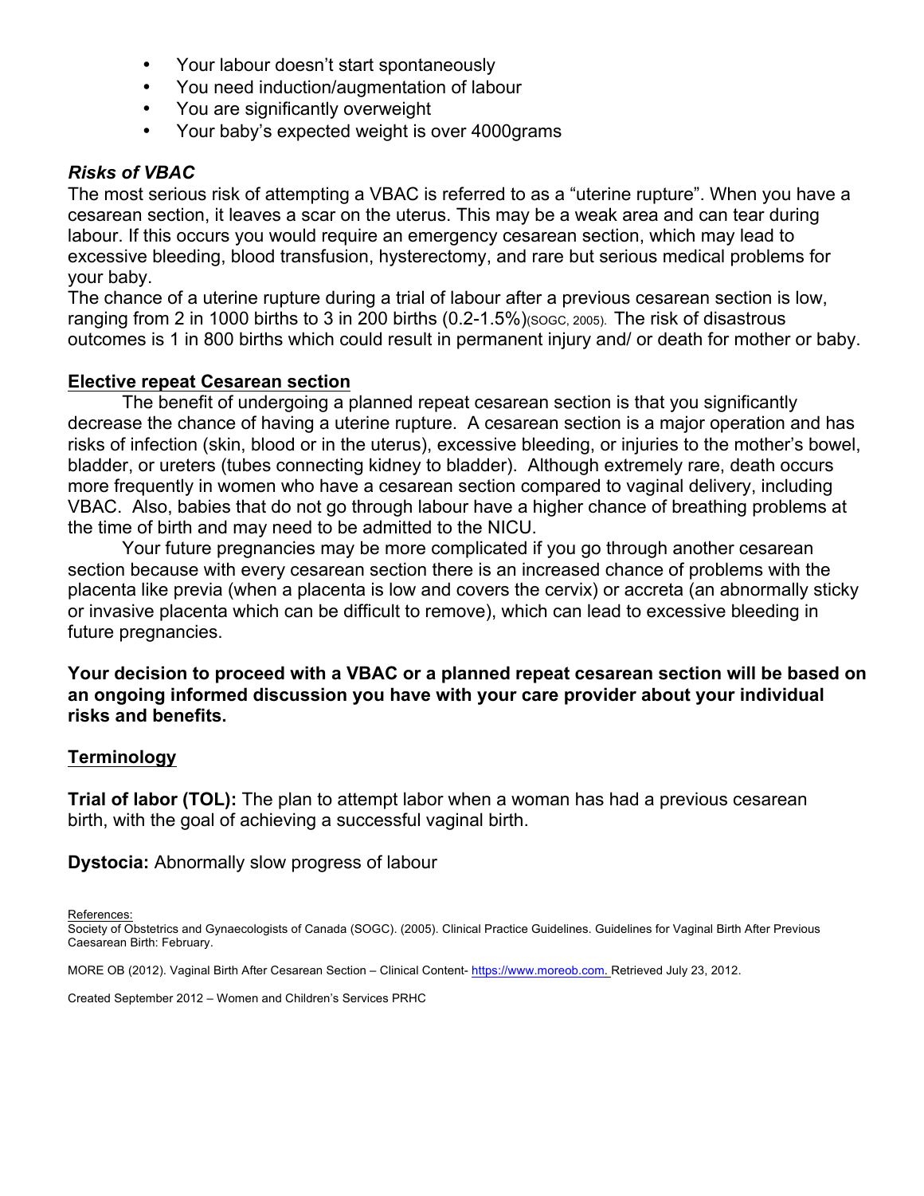- Your labour doesn't start spontaneously
- You need induction/augmentation of labour
- You are significantly overweight
- Your baby's expected weight is over 4000grams

### *Risks of VBAC*

The most serious risk of attempting a VBAC is referred to as a "uterine rupture". When you have a cesarean section, it leaves a scar on the uterus. This may be a weak area and can tear during labour. If this occurs you would require an emergency cesarean section, which may lead to excessive bleeding, blood transfusion, hysterectomy, and rare but serious medical problems for your baby.

The chance of a uterine rupture during a trial of labour after a previous cesarean section is low, ranging from 2 in 1000 births to 3 in 200 births (0.2-1.5%)(SOGC, 2005). The risk of disastrous outcomes is 1 in 800 births which could result in permanent injury and/ or death for mother or baby.

### Elective repeat Cesarean section

The benefit of undergoing a planned repeat cesarean section is that you significantly decrease the chance of having a uterine rupture. A cesarean section is a major operation and has risks of infection (skin, blood or in the uterus), excessive bleeding, or injuries to the mother's bowel, bladder, or ureters (tubes connecting kidney to bladder). Although extremely rare, death occurs more frequently in women who have a cesarean section compared to vaginal delivery, including VBAC. Also, babies that do not go through labour have a higher chance of breathing problems at the time of birth and may need to be admitted to the NICU.

Your future pregnancies may be more complicated if you go through another cesarean section because with every cesarean section there is an increased chance of problems with the placenta like previa (when a placenta is low and covers the cervix) or accreta (an abnormally sticky or invasive placenta which can be difficult to remove), which can lead to excessive bleeding in future pregnancies.

**Your decision to proceed with a VBAC or a planned repeat cesarean section will be based on an ongoing informed discussion you have with your care provider about your individual risks and benefits.**

### Terminology

**Trial of labor (TOL):** The plan to attempt labor when a woman has had a previous cesarean birth, with the goal of achieving a successful vaginal birth.

**Dystocia:** Abnormally slow progress of labour

References:

Society of Obstetrics and Gynaecologists of Canada (SOGC). (2005). Clinical Practice Guidelines. Guidelines for Vaginal Birth After Previous Caesarean Birth: February.

MORE OB (2012). Vaginal Birth After Cesarean Section – Clinical Content- https://www.moreob.com. Retrieved July 23, 2012.

Created September 2012 – Women and Children's Services PRHC